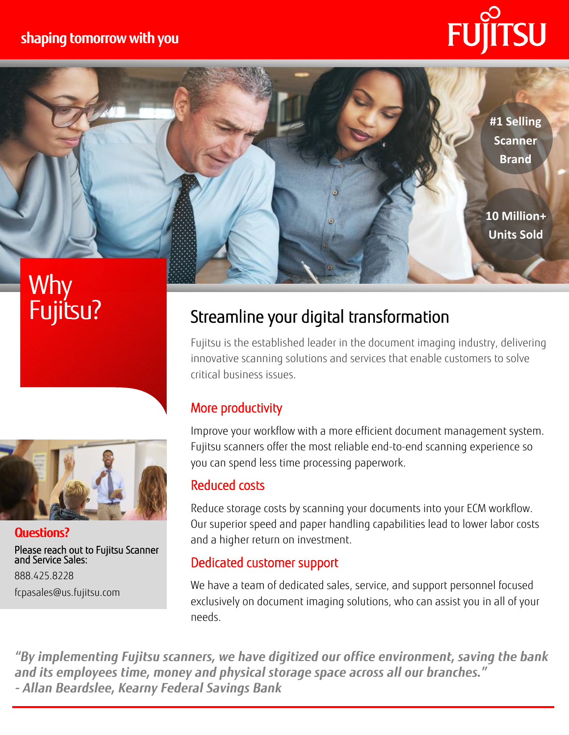shaping tomorrow with you

FUJITSU

#1 Selling Scanner Brand

10 Million+ Units Sold

# Why Fujitsu?

## Streamline your digital transformation

Fujitsu is the established leader in the document imaging industry, delivering innovative scanning solutions and services that enable customers to solve critical business issues.

### More productivity

Improve your workflow with a more efficient document management system. Fujitsu scanners offer the most reliable end-to-end scanning experience so you can spend less time processing paperwork.

### Reduced costs

Reduce storage costs by scanning your documents into your ECM workflow. Our superior speed and paper handling capabilities lead to lower labor costs and a higher return on investment.

### Dedicated customer support

We have a team of dedicated sales, service, and support personnel focused exclusively on document imaging solutions, who can assist you in all of your needs.

**Questions?**

Please reach out to Fujitsu Scanner and Service Sales:

888.425.8228

fcpasales@us.fujitsu.com

*"By implementing Fujitsu scanners, we have digitized our office environment, saving the bank and its employees time, money and physical storage space across all our branches."*
*- Allan Beardslee, Kearny Federal Savings Bank*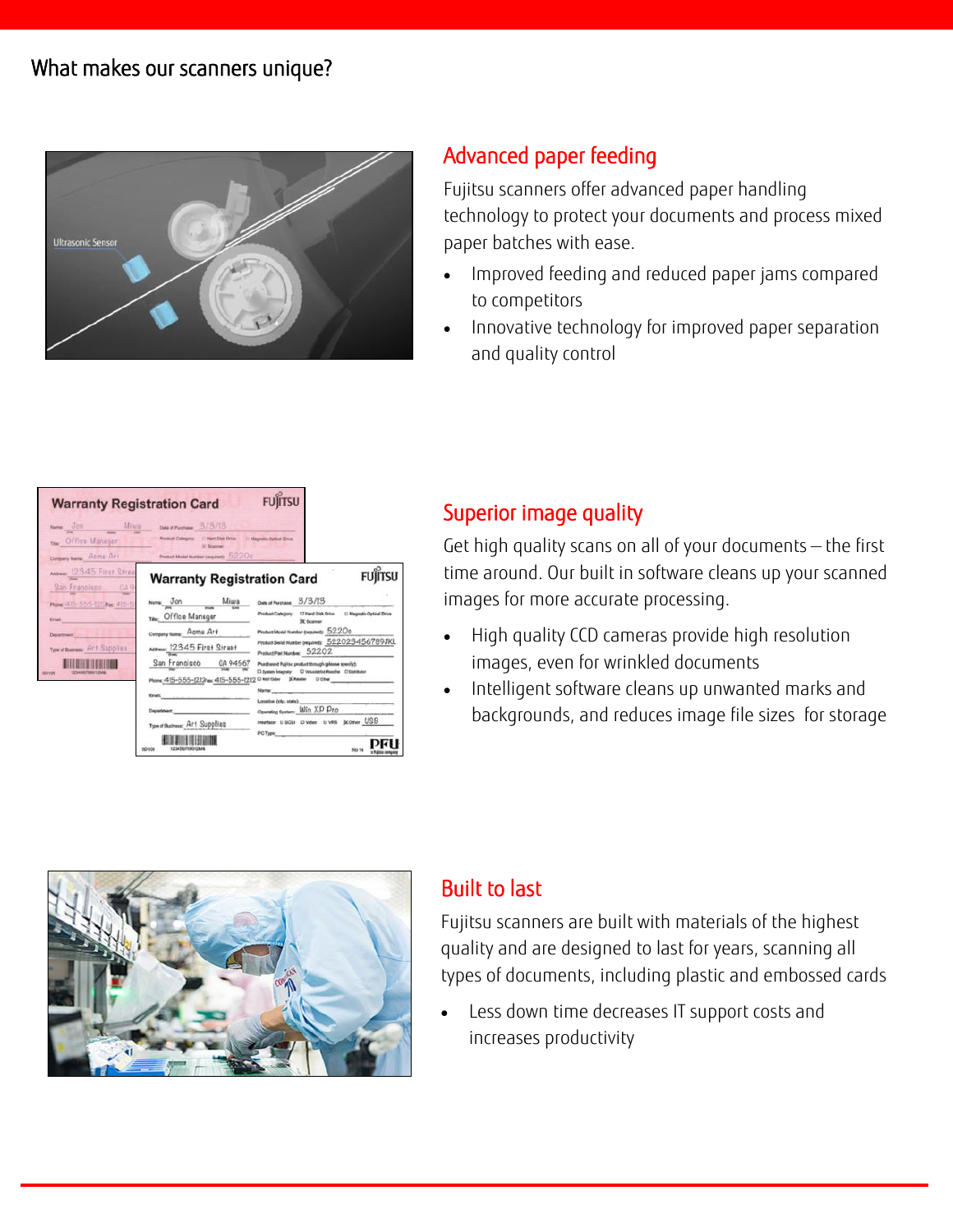# What makes our scanners unique?

## Advanced paper feeding

Fujitsu scanners offer advanced paper handling technology to protect your documents and process mixed paper batches with ease.

- Improved feeding and reduced paper jams compared to competitors
- Innovative technology for improved paper separation and quality control

## Superior image quality

Get high quality scans on all of your documents – the first time around. Our built in software cleans up your scanned images for more accurate processing.

- High quality CCD cameras provide high resolution images, even for wrinkled documents
- Intelligent software cleans up unwanted marks and backgrounds, and reduces image file sizes for storage

## Built to last

Fujitsu scanners are built with materials of the highest quality and are designed to last for years, scanning all types of documents, including plastic and embossed cards

- Less down time decreases IT support costs and increases productivity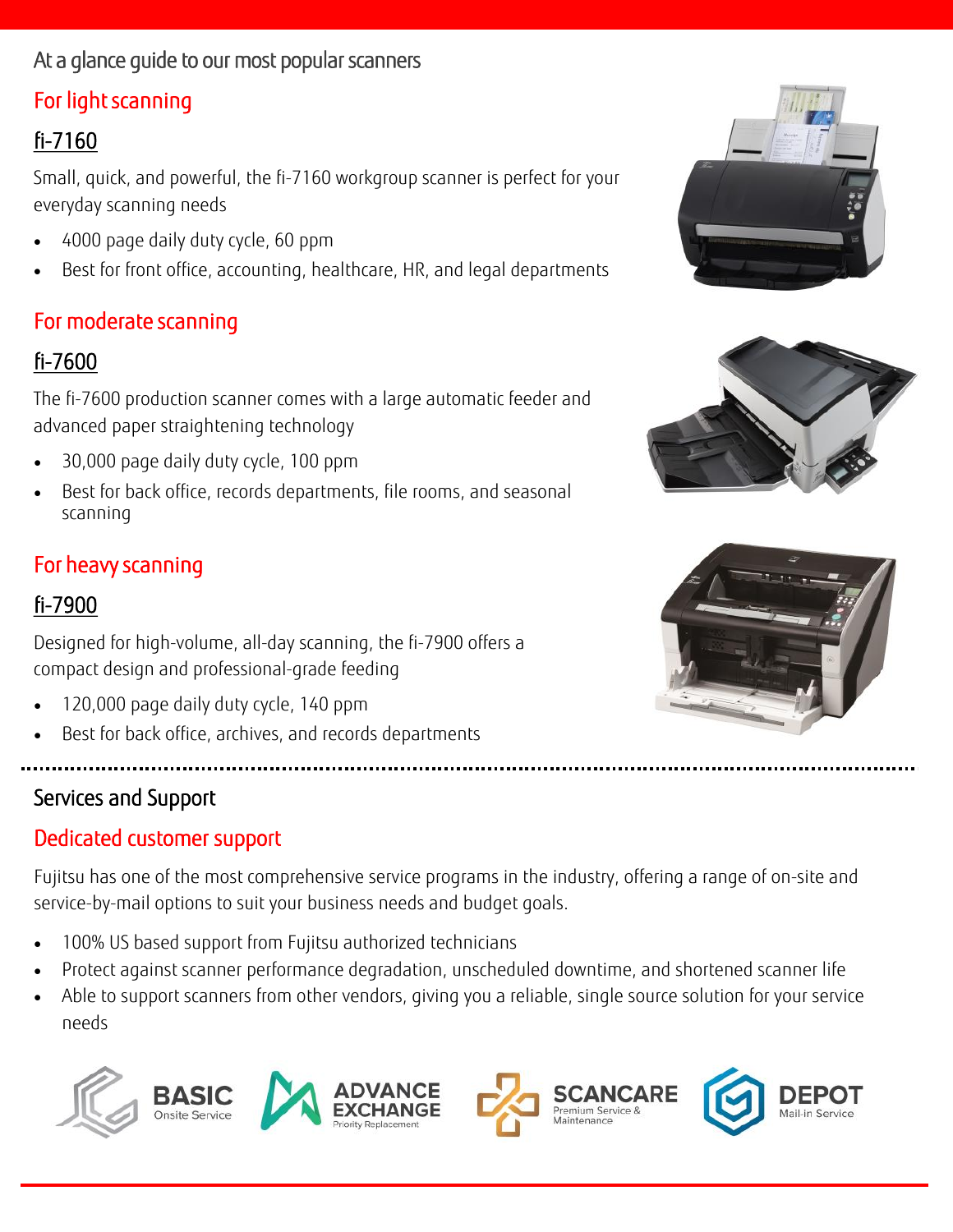# At a glance guide to our most popular scanners

## For light scanning

### fi-7160

Small, quick, and powerful, the fi-7160 workgroup scanner is perfect for your everyday scanning needs

- 4000 page daily duty cycle, 60 ppm
- Best for front office, accounting, healthcare, HR, and legal departments

## For moderate scanning

### fi-7600

The fi-7600 production scanner comes with a large automatic feeder and advanced paper straightening technology

- 30,000 page daily duty cycle, 100 ppm
- Best for back office, records departments, file rooms, and seasonal scanning

## For heavy scanning

### fi-7900

Designed for high-volume, all-day scanning, the fi-7900 offers a compact design and professional-grade feeding

- 120,000 page daily duty cycle, 140 ppm
- Best for back office, archives, and records departments

# Services and Support

## Dedicated customer support

Fujitsu has one of the most comprehensive service programs in the industry, offering a range of on-site and service-by-mail options to suit your business needs and budget goals.

- 100% US based support from Fujitsu authorized technicians
- Protect against scanner performance degradation, unscheduled downtime, and shortened scanner life
- Able to support scanners from other vendors, giving you a reliable, single source solution for your service needs

BASIC
Onsite Service

ADVANCE EXCHANGE
Priority Replacement

SCANCARE
Premium Service & Maintenance

DEPOT
Mail-in Service